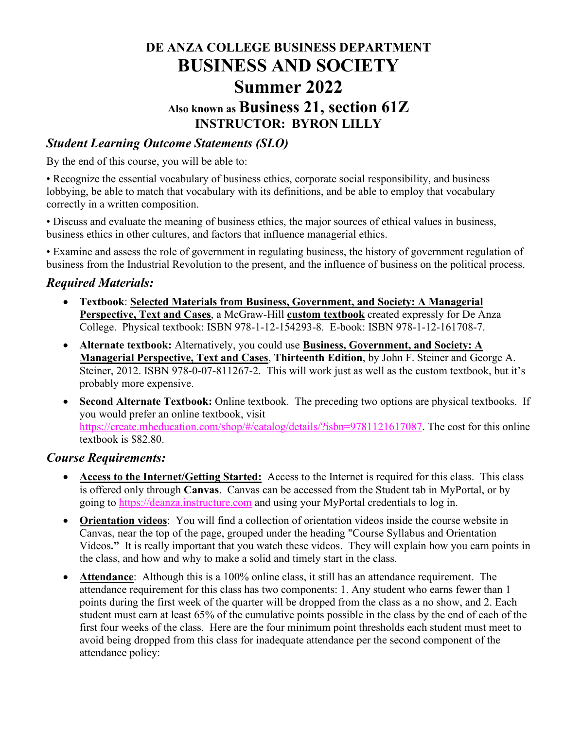# DE ANZA COLLEGE BUSINESS DEPARTMENT

# BUSINESS AND SOCIETY

# Summer 2022

## Also known as Business 21, section 61Z

## INSTRUCTOR: BYRON LILLY

### *Student Learning Outcome Statements (SLO)*

By the end of this course, you will be able to:

• Recognize the essential vocabulary of business ethics, corporate social responsibility, and business lobbying, be able to match that vocabulary with its definitions, and be able to employ that vocabulary correctly in a written composition.

• Discuss and evaluate the meaning of business ethics, the major sources of ethical values in business, business ethics in other cultures, and factors that influence managerial ethics.

• Examine and assess the role of government in regulating business, the history of government regulation of business from the Industrial Revolution to the present, and the influence of business on the political process.

### *Required Materials:*

- **Textbook**: **Selected Materials from Business, Government, and Society: A Managerial Perspective, Text and Cases**, a McGraw-Hill **custom textbook** created expressly for De Anza College. Physical textbook: ISBN 978-1-12-154293-8. E-book: ISBN 978-1-12-161708-7.
- **Alternate textbook:** Alternatively, you could use **Business, Government, and Society: A Managerial Perspective, Text and Cases**, **Thirteenth Edition**, by John F. Steiner and George A. Steiner, 2012. ISBN 978-0-07-811267-2. This will work just as well as the custom textbook, but it's probably more expensive.
- **Second Alternate Textbook:** Online textbook. The preceding two options are physical textbooks. If you would prefer an online textbook, visit https://create.mheducation.com/shop/#/catalog/details/?isbn=9781121617087. The cost for this online textbook is $82.80.

### *Course Requirements:*

- **Access to the Internet/Getting Started:** Access to the Internet is required for this class. This class is offered only through **Canvas**. Canvas can be accessed from the Student tab in MyPortal, or by going to https://deanza.instructure.com and using your MyPortal credentials to log in.
- **Orientation videos**: You will find a collection of orientation videos inside the course website in Canvas, near the top of the page, grouped under the heading "Course Syllabus and Orientation Videos**."** It is really important that you watch these videos. They will explain how you earn points in the class, and how and why to make a solid and timely start in the class.
- **Attendance**: Although this is a 100% online class, it still has an attendance requirement. The attendance requirement for this class has two components: 1. Any student who earns fewer than 1 points during the first week of the quarter will be dropped from the class as a no show, and 2. Each student must earn at least 65% of the cumulative points possible in the class by the end of each of the first four weeks of the class. Here are the four minimum point thresholds each student must meet to avoid being dropped from this class for inadequate attendance per the second component of the attendance policy: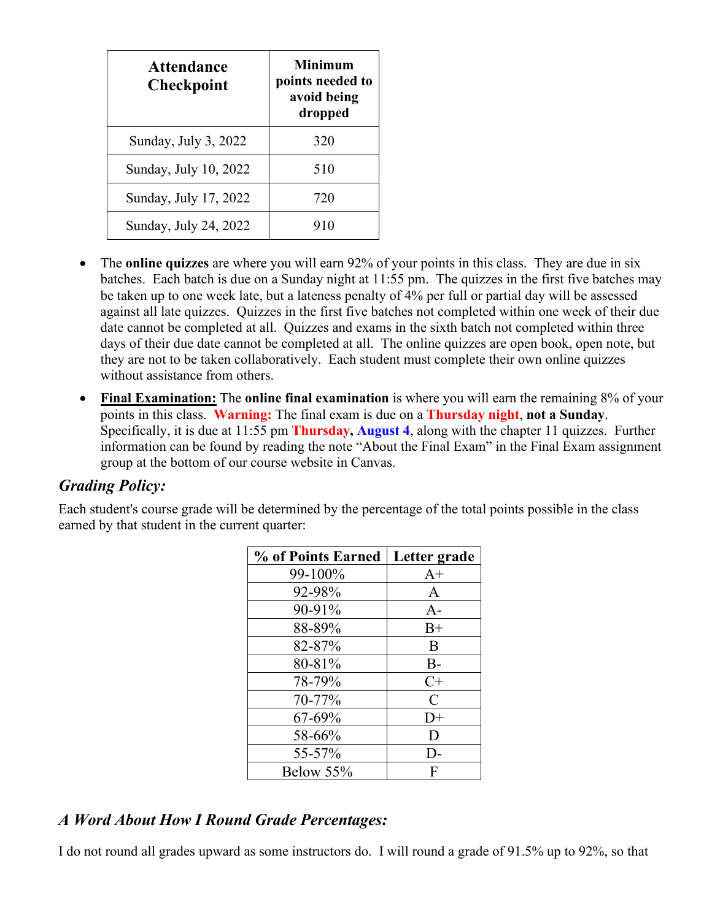| Attendance Checkpoint | Minimum points needed to avoid being dropped |
|---|---|
| Sunday, July 3, 2022 | 320 |
| Sunday, July 10, 2022 | 510 |
| Sunday, July 17, 2022 | 720 |
| Sunday, July 24, 2022 | 910 |

- The **online quizzes** are where you will earn 92% of your points in this class. They are due in six batches. Each batch is due on a Sunday night at 11:55 pm. The quizzes in the first five batches may be taken up to one week late, but a lateness penalty of 4% per full or partial day will be assessed against all late quizzes. Quizzes in the first five batches not completed within one week of their due date cannot be completed at all. Quizzes and exams in the sixth batch not completed within three days of their due date cannot be completed at all. The online quizzes are open book, open note, but they are not to be taken collaboratively. Each student must complete their own online quizzes without assistance from others.
- **Final Examination:** The **online final examination** is where you will earn the remaining 8% of your points in this class. **Warning:** The final exam is due on a **Thursday night**, **not a Sunday**. Specifically, it is due at 11:55 pm **Thursday, August 4**, along with the chapter 11 quizzes. Further information can be found by reading the note "About the Final Exam" in the Final Exam assignment group at the bottom of our course website in Canvas.

## *Grading Policy:*

Each student's course grade will be determined by the percentage of the total points possible in the class earned by that student in the current quarter:

| % of Points Earned | Letter grade |
|---|---|
| 99-100% | A+ |
| 92-98% | A |
| 90-91% | A- |
| 88-89% | B+ |
| 82-87% | B |
| 80-81% | B- |
| 78-79% | C+ |
| 70-77% | C |
| 67-69% | D+ |
| 58-66% | D |
| 55-57% | D- |
| Below 55% | F |

## *A Word About How I Round Grade Percentages:*

I do not round all grades upward as some instructors do. I will round a grade of 91.5% up to 92%, so that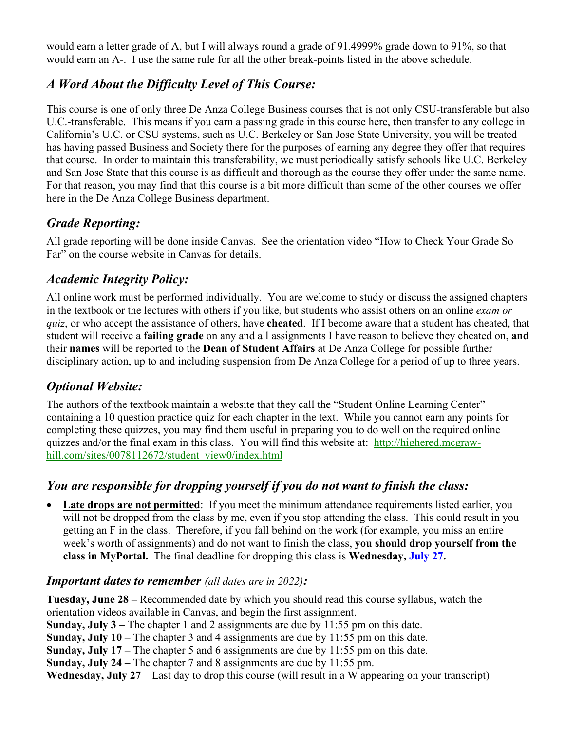would earn a letter grade of A, but I will always round a grade of 91.4999% grade down to 91%, so that would earn an A-. I use the same rule for all the other break-points listed in the above schedule.

## *A Word About the Difficulty Level of This Course:*

This course is one of only three De Anza College Business courses that is not only CSU-transferable but also U.C.-transferable. This means if you earn a passing grade in this course here, then transfer to any college in California's U.C. or CSU systems, such as U.C. Berkeley or San Jose State University, you will be treated has having passed Business and Society there for the purposes of earning any degree they offer that requires that course. In order to maintain this transferability, we must periodically satisfy schools like U.C. Berkeley and San Jose State that this course is as difficult and thorough as the course they offer under the same name. For that reason, you may find that this course is a bit more difficult than some of the other courses we offer here in the De Anza College Business department.

## *Grade Reporting:*

All grade reporting will be done inside Canvas. See the orientation video "How to Check Your Grade So Far" on the course website in Canvas for details.

## *Academic Integrity Policy:*

All online work must be performed individually. You are welcome to study or discuss the assigned chapters in the textbook or the lectures with others if you like, but students who assist others on an online *exam or quiz*, or who accept the assistance of others, have **cheated**. If I become aware that a student has cheated, that student will receive a **failing grade** on any and all assignments I have reason to believe they cheated on, **and** their **names** will be reported to the **Dean of Student Affairs** at De Anza College for possible further disciplinary action, up to and including suspension from De Anza College for a period of up to three years.

## *Optional Website:*

The authors of the textbook maintain a website that they call the "Student Online Learning Center" containing a 10 question practice quiz for each chapter in the text. While you cannot earn any points for completing these quizzes, you may find them useful in preparing you to do well on the required online quizzes and/or the final exam in this class. You will find this website at: http://highered.mcgraw-hill.com/sites/0078112672/student_view0/index.html

## *You are responsible for dropping yourself if you do not want to finish the class:*

- **Late drops are not permitted**: If you meet the minimum attendance requirements listed earlier, you will not be dropped from the class by me, even if you stop attending the class. This could result in you getting an F in the class. Therefore, if you fall behind on the work (for example, you miss an entire week's worth of assignments) and do not want to finish the class, **you should drop yourself from the class in MyPortal.** The final deadline for dropping this class is **Wednesday, July 27.**

## *Important dates to remember (all dates are in 2022):*

**Tuesday, June 28 –** Recommended date by which you should read this course syllabus, watch the orientation videos available in Canvas, and begin the first assignment.
**Sunday, July 3 –** The chapter 1 and 2 assignments are due by 11:55 pm on this date.
**Sunday, July 10 –** The chapter 3 and 4 assignments are due by 11:55 pm on this date.
**Sunday, July 17 –** The chapter 5 and 6 assignments are due by 11:55 pm on this date.
**Sunday, July 24 –** The chapter 7 and 8 assignments are due by 11:55 pm.
**Wednesday, July 27** – Last day to drop this course (will result in a W appearing on your transcript)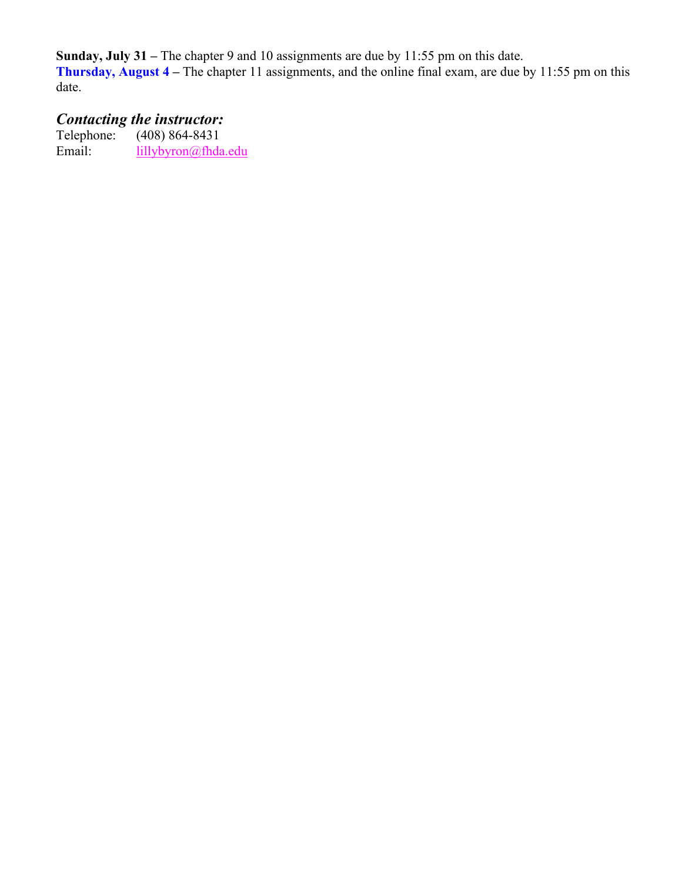**Sunday, July 31 –** The chapter 9 and 10 assignments are due by 11:55 pm on this date.
**Thursday, August 4 –** The chapter 11 assignments, and the online final exam, are due by 11:55 pm on this date.

## *Contacting the instructor:*

Telephone: (408) 864-8431
Email: lillybyron@fhda.edu